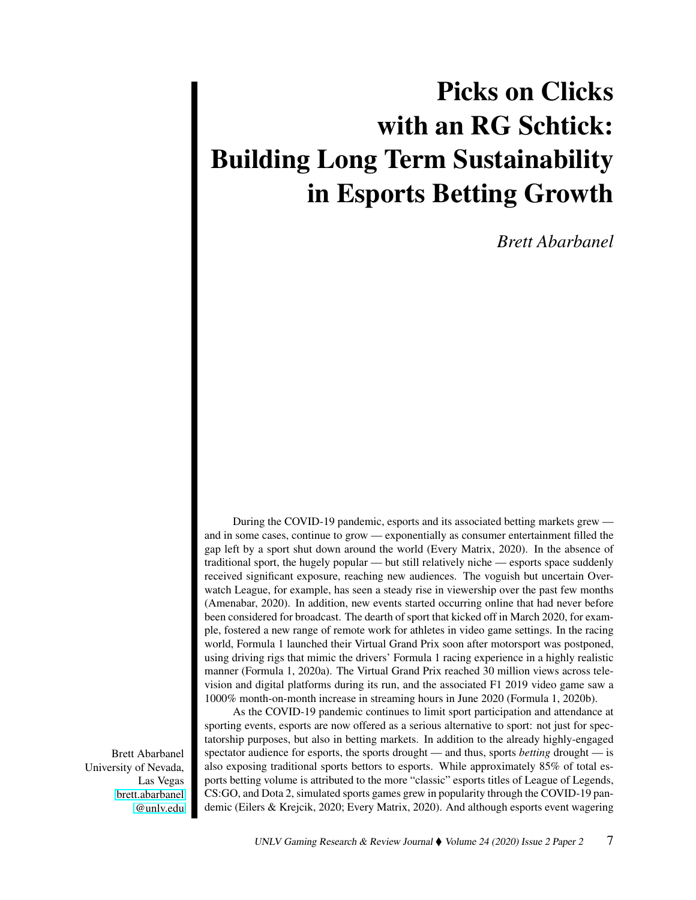# Picks on Clicks with an RG Schtick: Building Long Term Sustainability in Esports Betting Growth

*Brett Abarbanel*

Brett Abarbanel
University of Nevada, Las Vegas
brett.abarbanel@unlv.edu

During the COVID-19 pandemic, esports and its associated betting markets grew — and in some cases, continue to grow — exponentially as consumer entertainment filled the gap left by a sport shut down around the world (Every Matrix, 2020). In the absence of traditional sport, the hugely popular — but still relatively niche — esports space suddenly received significant exposure, reaching new audiences. The voguish but uncertain Overwatch League, for example, has seen a steady rise in viewership over the past few months (Amenabar, 2020). In addition, new events started occurring online that had never before been considered for broadcast. The dearth of sport that kicked off in March 2020, for example, fostered a new range of remote work for athletes in video game settings. In the racing world, Formula 1 launched their Virtual Grand Prix soon after motorsport was postponed, using driving rigs that mimic the drivers' Formula 1 racing experience in a highly realistic manner (Formula 1, 2020a). The Virtual Grand Prix reached 30 million views across television and digital platforms during its run, and the associated F1 2019 video game saw a 1000% month-on-month increase in streaming hours in June 2020 (Formula 1, 2020b).

As the COVID-19 pandemic continues to limit sport participation and attendance at sporting events, esports are now offered as a serious alternative to sport: not just for spectatorship purposes, but also in betting markets. In addition to the already highly-engaged spectator audience for esports, the sports drought — and thus, sports *betting* drought — is also exposing traditional sports bettors to esports. While approximately 85% of total esports betting volume is attributed to the more "classic" esports titles of League of Legends, CS:GO, and Dota 2, simulated sports games grew in popularity through the COVID-19 pandemic (Eilers & Krejcik, 2020; Every Matrix, 2020). And although esports event wagering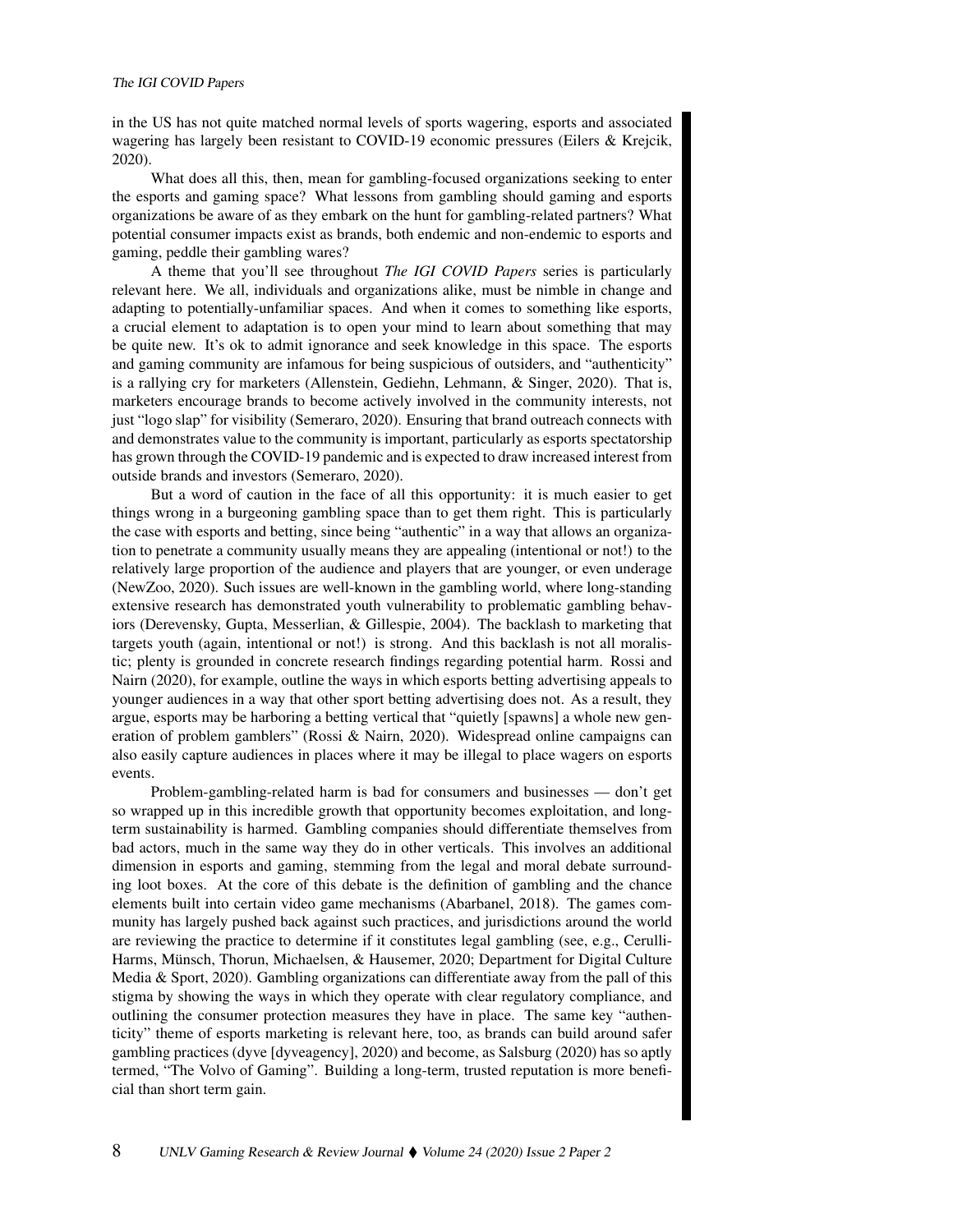in the US has not quite matched normal levels of sports wagering, esports and associated wagering has largely been resistant to COVID-19 economic pressures (Eilers & Krejcik, 2020).

What does all this, then, mean for gambling-focused organizations seeking to enter the esports and gaming space? What lessons from gambling should gaming and esports organizations be aware of as they embark on the hunt for gambling-related partners? What potential consumer impacts exist as brands, both endemic and non-endemic to esports and gaming, peddle their gambling wares?

A theme that you'll see throughout *The IGI COVID Papers* series is particularly relevant here. We all, individuals and organizations alike, must be nimble in change and adapting to potentially-unfamiliar spaces. And when it comes to something like esports, a crucial element to adaptation is to open your mind to learn about something that may be quite new. It's ok to admit ignorance and seek knowledge in this space. The esports and gaming community are infamous for being suspicious of outsiders, and "authenticity" is a rallying cry for marketers (Allenstein, Gediehn, Lehmann, & Singer, 2020). That is, marketers encourage brands to become actively involved in the community interests, not just "logo slap" for visibility (Semeraro, 2020). Ensuring that brand outreach connects with and demonstrates value to the community is important, particularly as esports spectatorship has grown through the COVID-19 pandemic and is expected to draw increased interest from outside brands and investors (Semeraro, 2020).

But a word of caution in the face of all this opportunity: it is much easier to get things wrong in a burgeoning gambling space than to get them right. This is particularly the case with esports and betting, since being "authentic" in a way that allows an organization to penetrate a community usually means they are appealing (intentional or not!) to the relatively large proportion of the audience and players that are younger, or even underage (NewZoo, 2020). Such issues are well-known in the gambling world, where long-standing extensive research has demonstrated youth vulnerability to problematic gambling behaviors (Derevensky, Gupta, Messerlian, & Gillespie, 2004). The backlash to marketing that targets youth (again, intentional or not!) is strong. And this backlash is not all moralistic; plenty is grounded in concrete research findings regarding potential harm. Rossi and Nairn (2020), for example, outline the ways in which esports betting advertising appeals to younger audiences in a way that other sport betting advertising does not. As a result, they argue, esports may be harboring a betting vertical that "quietly [spawns] a whole new generation of problem gamblers" (Rossi & Nairn, 2020). Widespread online campaigns can also easily capture audiences in places where it may be illegal to place wagers on esports events.

Problem-gambling-related harm is bad for consumers and businesses — don't get so wrapped up in this incredible growth that opportunity becomes exploitation, and long-term sustainability is harmed. Gambling companies should differentiate themselves from bad actors, much in the same way they do in other verticals. This involves an additional dimension in esports and gaming, stemming from the legal and moral debate surrounding loot boxes. At the core of this debate is the definition of gambling and the chance elements built into certain video game mechanisms (Abarbanel, 2018). The games community has largely pushed back against such practices, and jurisdictions around the world are reviewing the practice to determine if it constitutes legal gambling (see, e.g., Cerulli-Harms, Münsch, Thorun, Michaelsen, & Hausemer, 2020; Department for Digital Culture Media & Sport, 2020). Gambling organizations can differentiate away from the pall of this stigma by showing the ways in which they operate with clear regulatory compliance, and outlining the consumer protection measures they have in place. The same key "authenticity" theme of esports marketing is relevant here, too, as brands can build around safer gambling practices (dyve [dyveagency], 2020) and become, as Salsburg (2020) has so aptly termed, "The Volvo of Gaming". Building a long-term, trusted reputation is more beneficial than short term gain.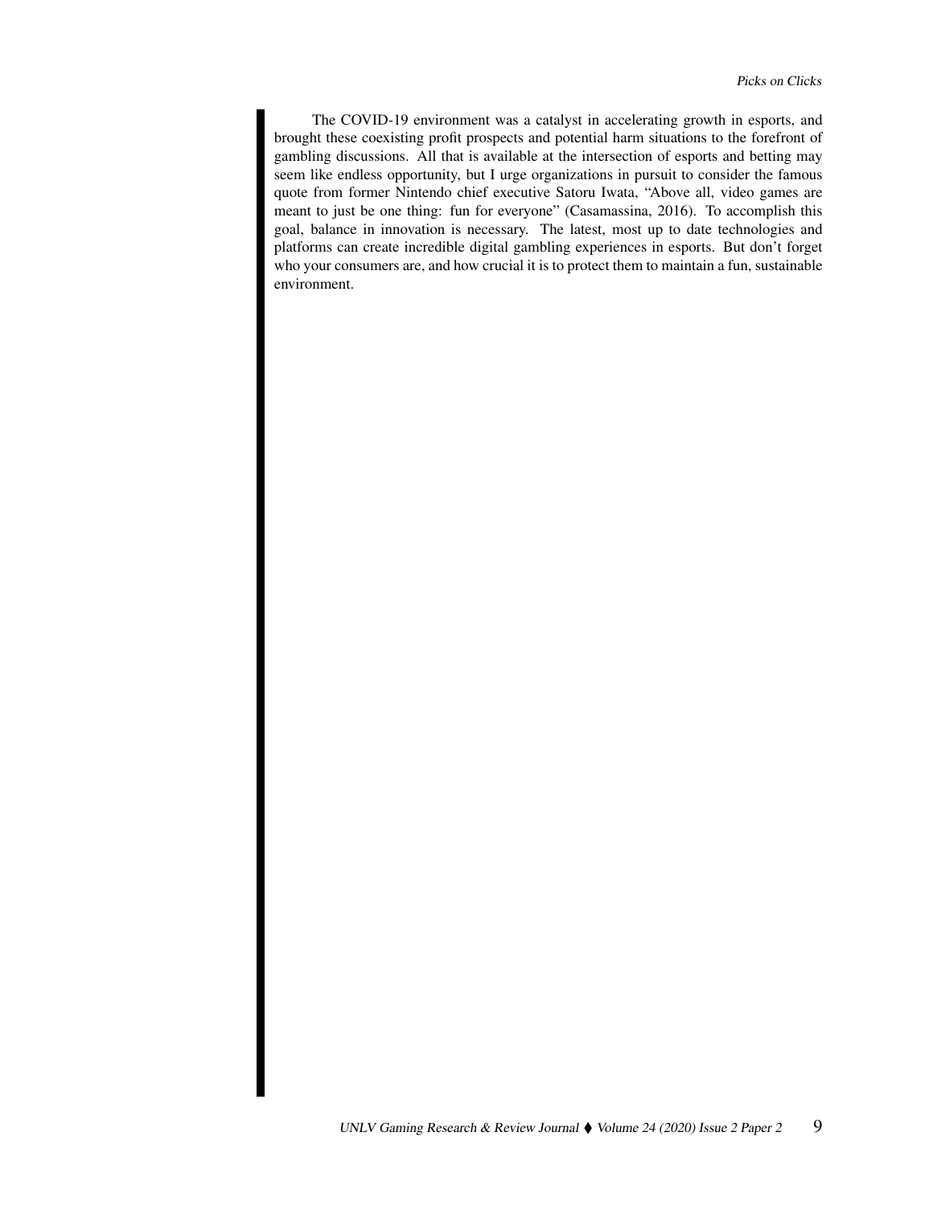The COVID-19 environment was a catalyst in accelerating growth in esports, and brought these coexisting profit prospects and potential harm situations to the forefront of gambling discussions. All that is available at the intersection of esports and betting may seem like endless opportunity, but I urge organizations in pursuit to consider the famous quote from former Nintendo chief executive Satoru Iwata, "Above all, video games are meant to just be one thing: fun for everyone" (Casamassina, 2016). To accomplish this goal, balance in innovation is necessary. The latest, most up to date technologies and platforms can create incredible digital gambling experiences in esports. But don't forget who your consumers are, and how crucial it is to protect them to maintain a fun, sustainable environment.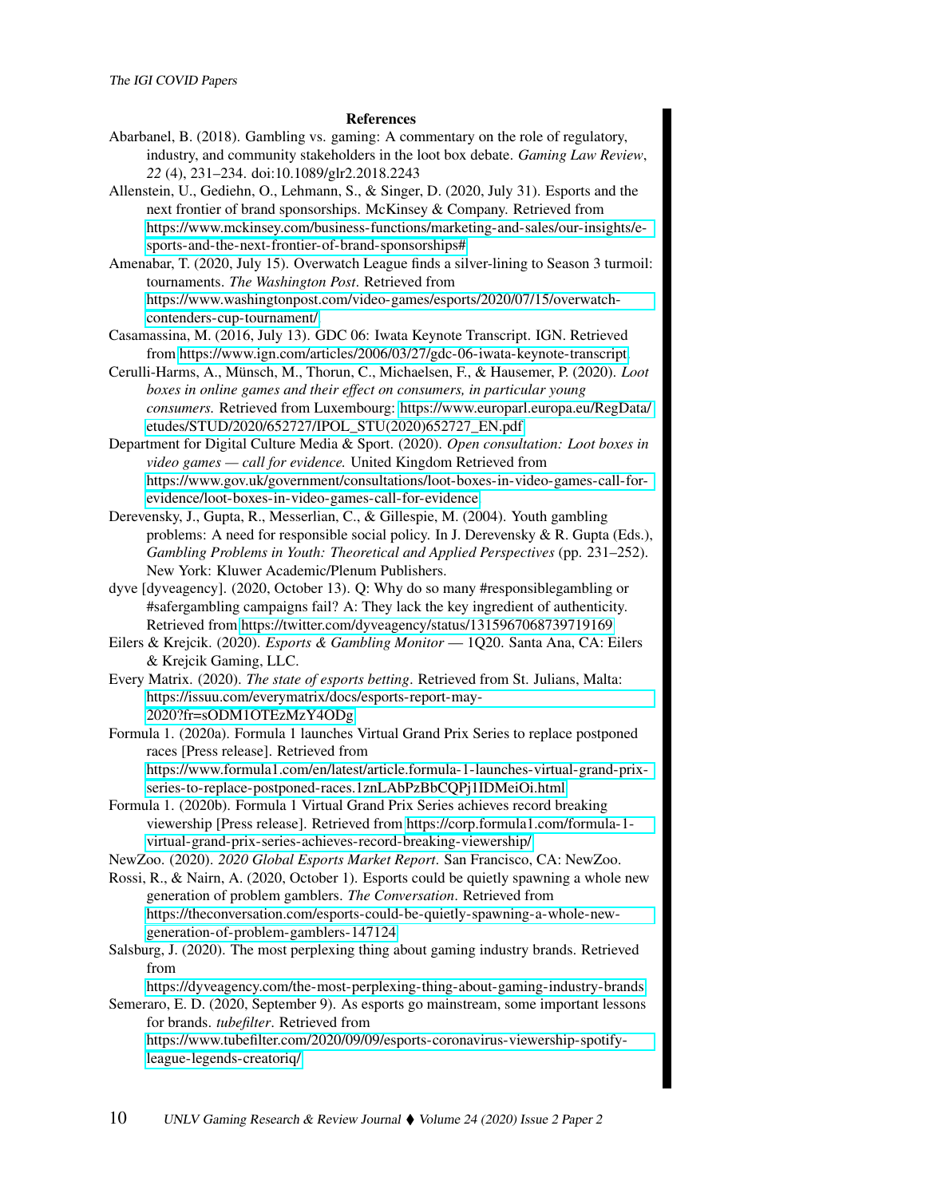## References

Abarbanel, B. (2018). Gambling vs. gaming: A commentary on the role of regulatory, industry, and community stakeholders in the loot box debate. *Gaming Law Review*, *22* (4), 231–234. doi:10.1089/glr2.2018.2243

Allenstein, U., Gediehn, O., Lehmann, S., & Singer, D. (2020, July 31). Esports and the next frontier of brand sponsorships. McKinsey & Company. Retrieved from https://www.mckinsey.com/business-functions/marketing-and-sales/our-insights/e-sports-and-the-next-frontier-of-brand-sponsorships#

Amenabar, T. (2020, July 15). Overwatch League finds a silver-lining to Season 3 turmoil: tournaments. *The Washington Post*. Retrieved from https://www.washingtonpost.com/video-games/esports/2020/07/15/overwatch-contenders-cup-tournament/

Casamassina, M. (2016, July 13). GDC 06: Iwata Keynote Transcript. IGN. Retrieved from https://www.ign.com/articles/2006/03/27/gdc-06-iwata-keynote-transcript

Cerulli-Harms, A., Münsch, M., Thorun, C., Michaelsen, F., & Hausemer, P. (2020). *Loot boxes in online games and their effect on consumers, in particular young consumers.* Retrieved from Luxembourg: https://www.europarl.europa.eu/RegData/etudes/STUD/2020/652727/IPOL_STU(2020)652727_EN.pdf

Department for Digital Culture Media & Sport. (2020). *Open consultation: Loot boxes in video games — call for evidence.* United Kingdom Retrieved from https://www.gov.uk/government/consultations/loot-boxes-in-video-games-call-for-evidence/loot-boxes-in-video-games-call-for-evidence

Derevensky, J., Gupta, R., Messerlian, C., & Gillespie, M. (2004). Youth gambling problems: A need for responsible social policy. In J. Derevensky & R. Gupta (Eds.), *Gambling Problems in Youth: Theoretical and Applied Perspectives* (pp. 231–252). New York: Kluwer Academic/Plenum Publishers.

dyve [dyveagency]. (2020, October 13). Q: Why do so many #responsiblegambling or #safergambling campaigns fail? A: They lack the key ingredient of authenticity. Retrieved from https://twitter.com/dyveagency/status/1315967068739719169

Eilers & Krejcik. (2020). *Esports & Gambling Monitor* — 1Q20. Santa Ana, CA: Eilers & Krejcik Gaming, LLC.

Every Matrix. (2020). *The state of esports betting*. Retrieved from St. Julians, Malta: https://issuu.com/everymatrix/docs/esports-report-may-2020?fr=sODM1OTEzMzY4ODg

Formula 1. (2020a). Formula 1 launches Virtual Grand Prix Series to replace postponed races [Press release]. Retrieved from https://www.formula1.com/en/latest/article.formula-1-launches-virtual-grand-prix-series-to-replace-postponed-races.1znLAbPzBbCQPj1IDMeiOi.html

Formula 1. (2020b). Formula 1 Virtual Grand Prix Series achieves record breaking viewership [Press release]. Retrieved from https://corp.formula1.com/formula-1-virtual-grand-prix-series-achieves-record-breaking-viewership/

NewZoo. (2020). *2020 Global Esports Market Report*. San Francisco, CA: NewZoo.

Rossi, R., & Nairn, A. (2020, October 1). Esports could be quietly spawning a whole new generation of problem gamblers. *The Conversation*. Retrieved from https://theconversation.com/esports-could-be-quietly-spawning-a-whole-new-generation-of-problem-gamblers-147124

Salsburg, J. (2020). The most perplexing thing about gaming industry brands. Retrieved from https://dyveagency.com/the-most-perplexing-thing-about-gaming-industry-brands

Semeraro, E. D. (2020, September 9). As esports go mainstream, some important lessons for brands. *tubefilter*. Retrieved from https://www.tubefilter.com/2020/09/09/esports-coronavirus-viewership-spotify-league-legends-creatoriq/